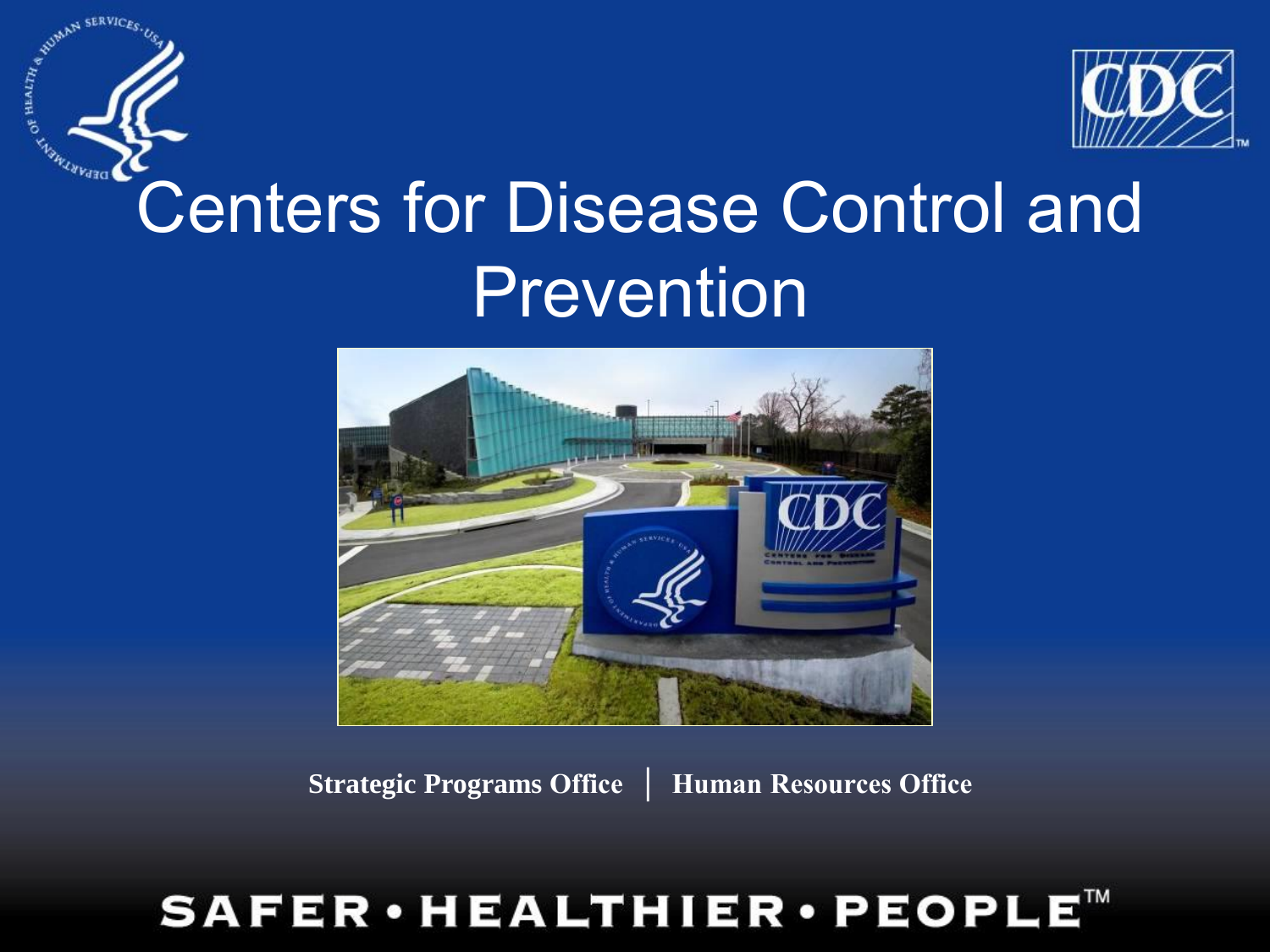# Centers for Disease Control and Prevention

**Strategic Programs Office** | **Human Resources Office**

SAFER • HEALTHIER • PEOPLE™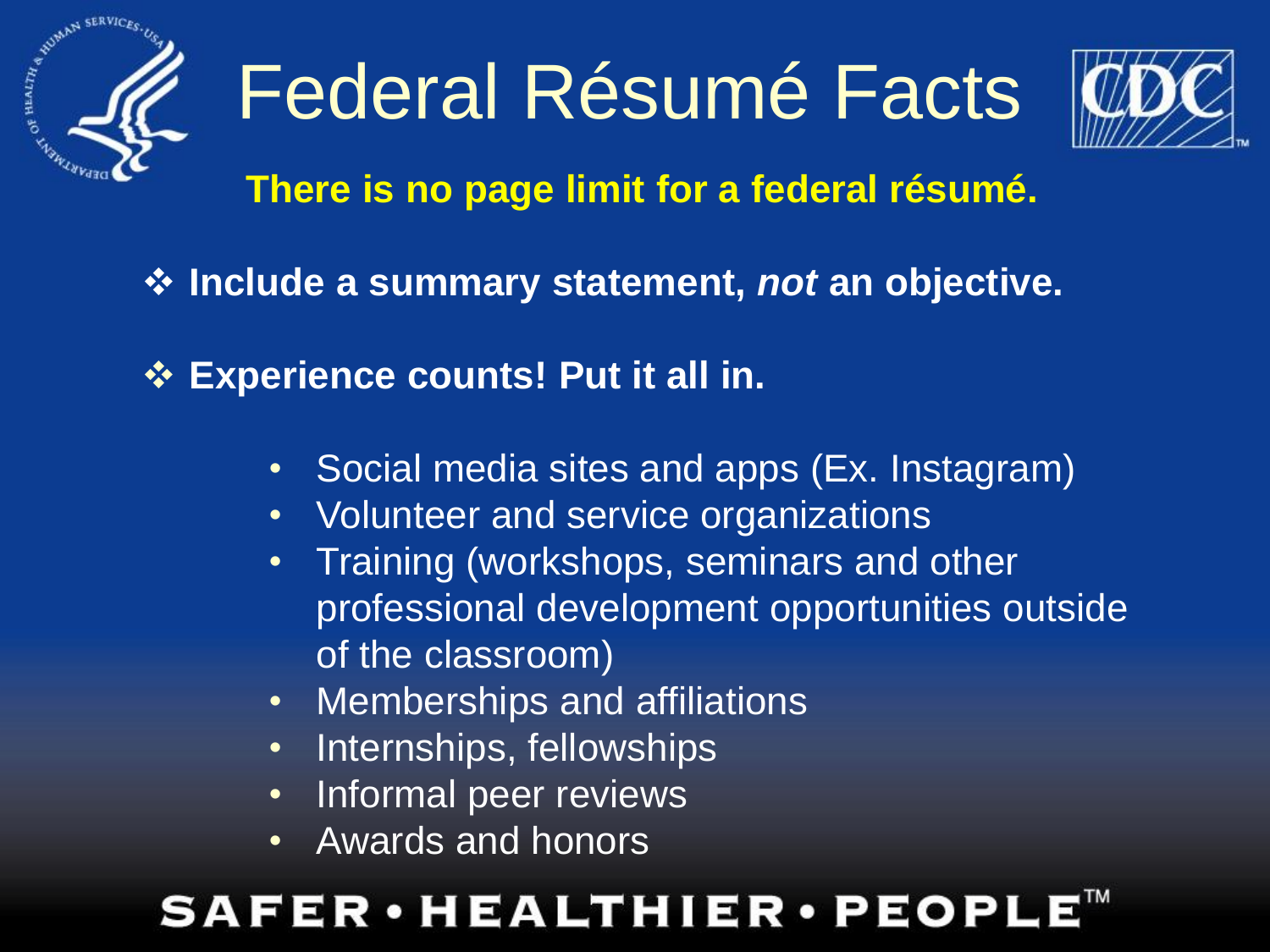# Federal Résumé Facts

**There is no page limit for a federal résumé.**

- **Include a summary statement, *not* an objective.**
- **Experience counts! Put it all in.**
  - Social media sites and apps (Ex. Instagram)
  - Volunteer and service organizations
  - Training (workshops, seminars and other professional development opportunities outside of the classroom)
  - Memberships and affiliations
  - Internships, fellowships
  - Informal peer reviews
  - Awards and honors

SAFER • HEALTHIER • PEOPLE™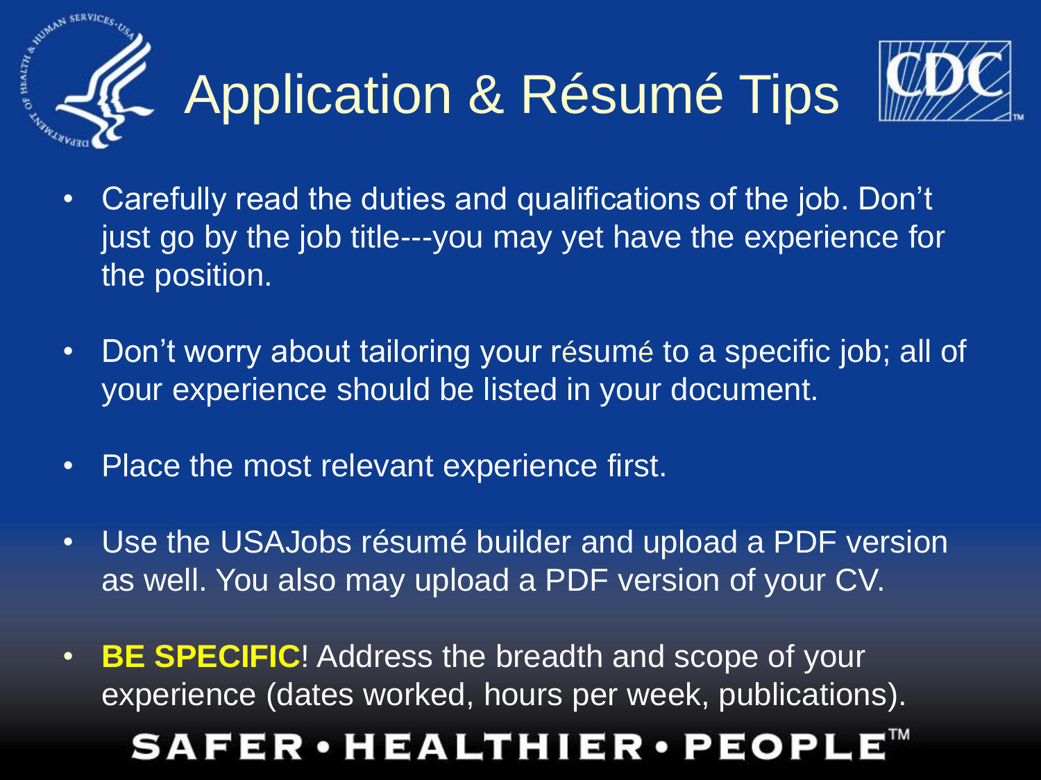# Application & Résumé Tips

- Carefully read the duties and qualifications of the job. Don't just go by the job title---you may yet have the experience for the position.
- Don't worry about tailoring your résumé to a specific job; all of your experience should be listed in your document.
- Place the most relevant experience first.
- Use the USAJobs résumé builder and upload a PDF version as well. You also may upload a PDF version of your CV.
- **BE SPECIFIC**! Address the breadth and scope of your experience (dates worked, hours per week, publications).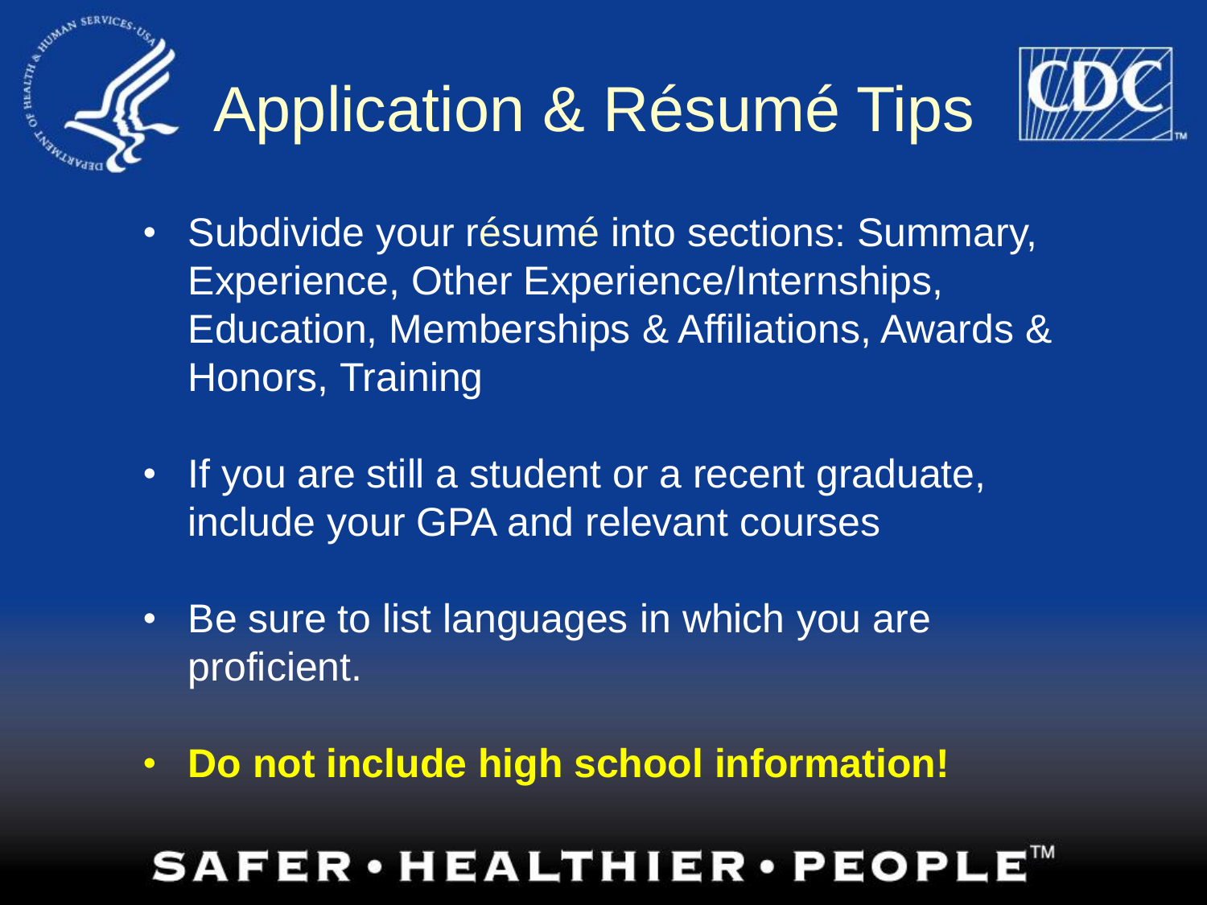# Application & Résumé Tips

- Subdivide your résumé into sections: Summary, Experience, Other Experience/Internships, Education, Memberships & Affiliations, Awards & Honors, Training
- If you are still a student or a recent graduate, include your GPA and relevant courses
- Be sure to list languages in which you are proficient.
- **Do not include high school information!**

SAFER • HEALTHIER • PEOPLE™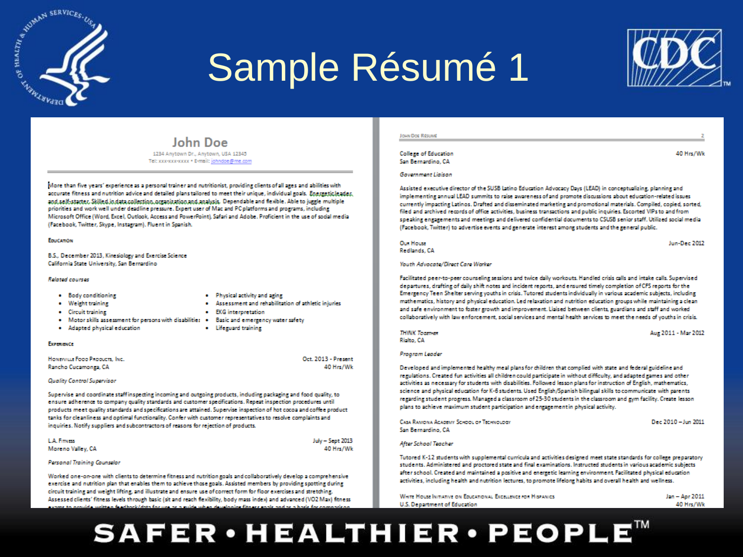# Sample Résumé 1

## John Doe

1234 Anytown Dr., Anytown, USA 12345
Tel: xxx-xxx-xxxx • E-mail: johndoe@me.com

More than five years' experience as a personal trainer and nutritionist, providing clients of all ages and abilities with accurate fitness and nutrition advice and detailed plans tailored to meet their unique, individual goals. Energetic leader and self-starter. Skilled in data collection, organization and analysis. Dependable and flexible. Able to juggle multiple priorities and work well under deadline pressure. Expert user of Mac and PC platforms and programs, including Microsoft Office (Word, Excel, Outlook, Access and PowerPoint), Safari and Adobe. Proficient in the use of social media (Facebook, Twitter, Skype, Instagram). Fluent in Spanish.

### Education

B.S., December 2013, Kinesiology and Exercise Science
California State University, San Bernardino

*Related courses*

- Body conditioning
- Weight training
- Circuit training
- Motor skills assessment for persons with disabilities
- Adapted physical education
- Physical activity and aging
- Assessment and rehabilitation of athletic injuries
- EKG interpretation
- Basic and emergency water safety
- Lifeguard training

### Experience

Honeyville Food Products, Inc. — Oct. 2013 - Present
Rancho Cucamonga, CA — 40 Hrs/Wk

*Quality Control Supervisor*

Supervise and coordinate staff inspecting incoming and outgoing products, including packaging and food quality, to ensure adherence to company quality standards and customer specifications. Repeat inspection procedures until products meet quality standards and specifications are attained. Supervise inspection of hot cocoa and coffee product tanks for cleanliness and optimal functionality. Confer with customer representatives to resolve complaints and inquiries. Notify suppliers and subcontractors of reasons for rejection of products.

L.A. Fitness — July – Sept 2013
Moreno Valley, CA — 40 Hrs/Wk

*Personal Training Counselor*

Worked one-on-one with clients to determine fitness and nutrition goals and collaboratively develop a comprehensive exercise and nutrition plan that enables them to achieve those goals. Assisted members by providing spotting during circuit training and weight lifting, and illustrate and ensure use of correct form for floor exercises and stretching. Assessed clients' fitness levels through basic (sit and reach flexibility, body mass index) and advanced (VO2 Max) fitness exams to provide written feedback/data for use as a guide when developing fitness goals and as a basis for comparison

College of Education — 40 Hrs/Wk
San Bernardino, CA

*Government Liaison*

Assisted executive director of the SUSB Latino Education Advocacy Days (LEAD) in conceptualizing, planning and implementing annual LEAD summits to raise awareness of and promote discussions about education-related issues currently impacting Latinos. Drafted and disseminated marketing and promotional materials. Compiled, copied, sorted, filed and archived records of office activities, business transactions and public inquiries. Escorted VIPs to and from speaking engagements and meetings and delivered confidential documents to CSUSB senior staff. Utilized social media (Facebook, Twitter) to advertise events and generate interest among students and the general public.

Our House — Jun-Dec 2012
Redlands, CA

*Youth Advocate/Direct Care Worker*

Facilitated peer-to-peer counseling sessions and twice daily workouts. Handled crisis calls and intake calls. Supervised departures, drafting of daily shift notes and incident reports, and ensured timely completion of CFS reports for the Emergency Teen Shelter serving youths in crisis. Tutored students individually in various academic subjects, including mathematics, history and physical education. Led relaxation and nutrition education groups while maintaining a clean and safe environment to foster growth and improvement. Liaised between clients, guardians and staff and worked collaboratively with law enforcement, social services and mental health services to meet the needs of youths in crisis.

THINK Together — Aug 2011 - Mar 2012
Rialto, CA

*Program Leader*

Developed and implemented healthy meal plans for children that complied with state and federal guideline and regulations. Created fun activities all children could participate in without difficulty, and adapted games and other activities as necessary for students with disabilities. Followed lesson plans for instruction of English, mathematics, science and physical education for K-6 students. Used English/Spanish bilingual skills to communicate with parents regarding student progress. Managed a classroom of 25-30 students in the classroom and gym facility. Create lesson plans to achieve maximum student participation and engagement in physical activity.

Casa Ramona Academy School of Technology — Dec 2010 – Jun 2011
San Bernardino, CA

*After School Teacher*

Tutored K-12 students with supplemental curricula and activities designed meet state standards for college preparatory students. Administered and proctored state and final examinations. Instructed students in various academic subjects after school. Created and maintained a positive and energetic learning environment. Facilitated physical education activities, including health and nutrition lectures, to promote lifelong habits and overall health and wellness.

White House Initiative on Educational Excellence for Hispanics — Jan – Apr 2011
U.S. Department of Education — 40 Hrs/Wk

SAFER • HEALTHIER • PEOPLE™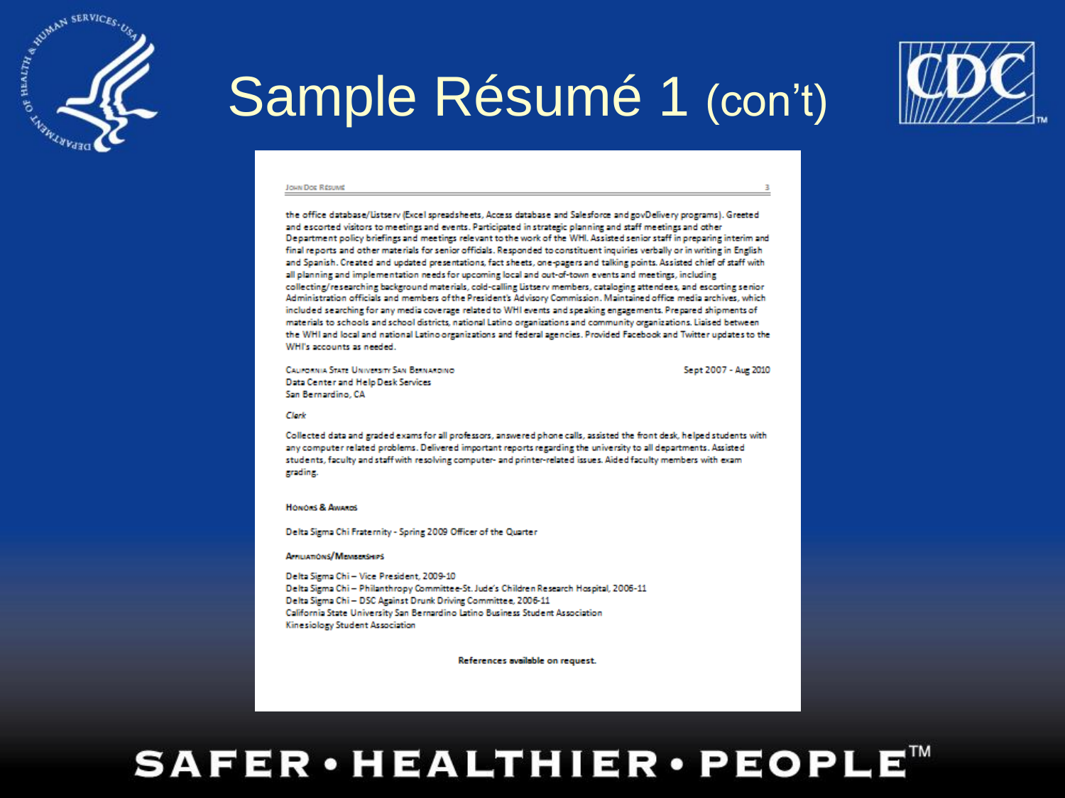# Sample Résumé 1 (con't)

the office database/Listserv (Excel spreadsheets, Access database and Salesforce and govDelivery programs). Greeted and escorted visitors to meetings and events. Participated in strategic planning and staff meetings and other Department policy briefings and meetings relevant to the work of the WHI. Assisted senior staff in preparing interim and final reports and other materials for senior officials. Responded to constituent inquiries verbally or in writing in English and Spanish. Created and updated presentations, fact sheets, one-pagers and talking points. Assisted chief of staff with all planning and implementation needs for upcoming local and out-of-town events and meetings, including collecting/researching background materials, cold-calling Listserv members, cataloging attendees, and escorting senior Administration officials and members of the President's Advisory Commission. Maintained office media archives, which included searching for any media coverage related to WHI events and speaking engagements. Prepared shipments of materials to schools and school districts, national Latino organizations and community organizations. Liaised between the WHI and local and national Latino organizations and federal agencies. Provided Facebook and Twitter updates to the WHI's accounts as needed.

California State University San Bernardino — Sept 2007 - Aug 2010
Data Center and Help Desk Services
San Bernardino, CA

*Clerk*

Collected data and graded exams for all professors, answered phone calls, assisted the front desk, helped students with any computer related problems. Delivered important reports regarding the university to all departments. Assisted students, faculty and staff with resolving computer- and printer-related issues. Aided faculty members with exam grading.

**Honors & Awards**

Delta Sigma Chi Fraternity - Spring 2009 Officer of the Quarter

**Affiliations/Memberships**

Delta Sigma Chi – Vice President, 2009-10
Delta Sigma Chi – Philanthropy Committee-St. Jude's Children Research Hospital, 2006-11
Delta Sigma Chi – DSC Against Drunk Driving Committee, 2006-11
California State University San Bernardino Latino Business Student Association
Kinesiology Student Association

**References available on request.**

SAFER • HEALTHIER • PEOPLE™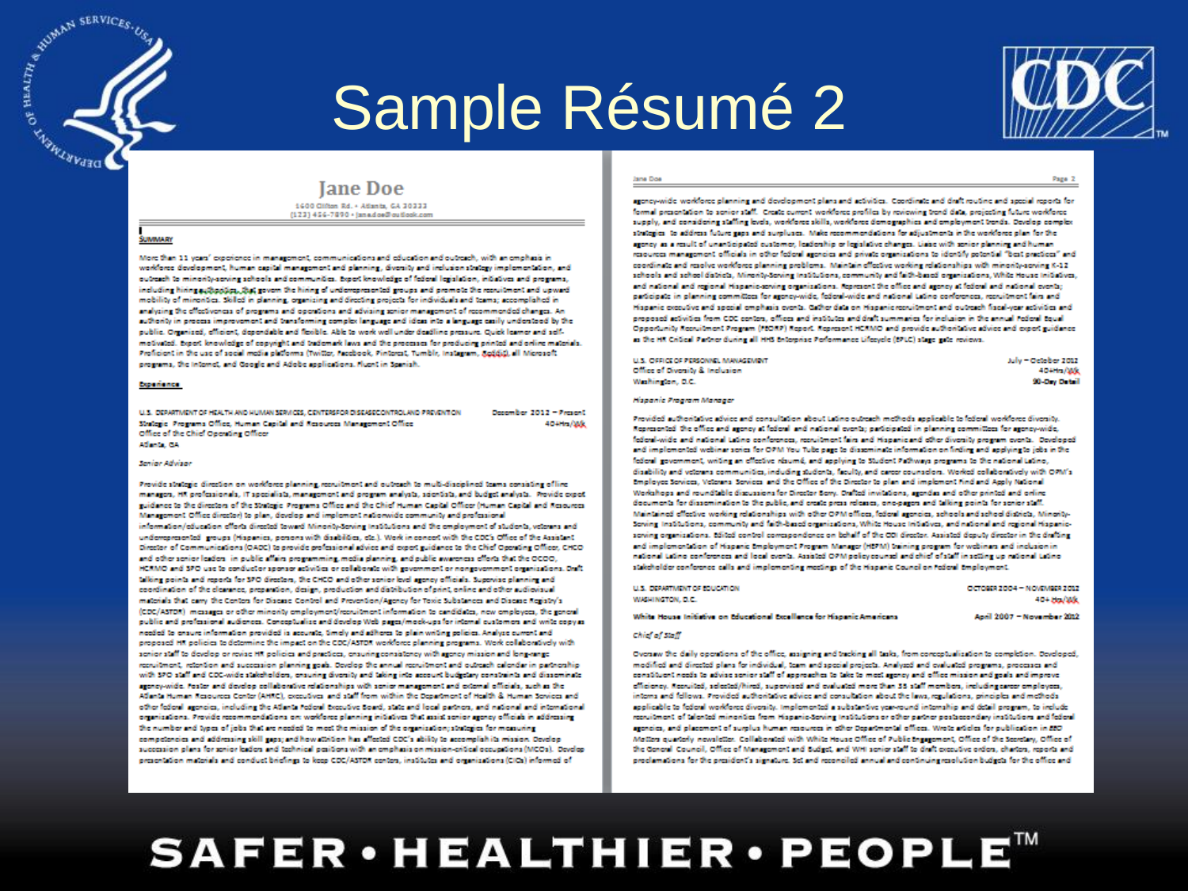# Sample Résumé 2

## Jane Doe

1600 Clifton Rd. • Atlanta, GA 30333
(123) 456-7890 • janedoe@outlook.com

### SUMMARY

More than 11 years' experience in management, communications and education and outreach, with an emphasis in workforce development, human capital management and planning, diversity and inclusion strategy implementation, and outreach to minority-serving schools and communities. Expert knowledge of federal legislation, initiatives and programs, including hiring authorities, that govern the hiring of underrepresented groups and promote the recruitment and upward mobility of minorities. Skilled in planning, organizing and directing projects for individuals and teams; accomplished in analyzing the effectiveness of programs and operations and advising senior management of recommended changes. An authority in process improvement and transforming complex language and ideas into a language easily understood by the public. Organized, efficient, dependable and flexible. Able to work well under deadline pressure. Quick learner and self-motivated. Expert knowledge of copyright and trademark laws and the processes for producing printed and online materials. Proficient in the use of social media platforms (Twitter, Facebook, Pinterest, Tumblr, Instagram, Reddit), all Microsoft programs, the Internet, and Google and Adobe applications. Fluent in Spanish.

### Experience

**U.S. DEPARTMENT OF HEALTH AND HUMAN SERVICES, CENTERS FOR DISEASE CONTROL AND PREVENTION** — December 2012 – Present
Strategic Programs Office, Human Capital and Resources Management Office — 40+Hrs/Wk
Office of the Chief Operating Officer
Atlanta, GA

*Senior Advisor*

Provide strategic direction on workforce planning, recruitment and outreach to multi-disciplined teams consisting of line managers, HR professionals, IT specialists, management and program analysts, scientists, and budget analysts. Provide expert guidance to the directors of the Strategic Programs Office and the Chief Human Capital Officer (Human Capital and Resources Management Office director) to plan, develop and implement nationwide community and professional information/education efforts directed toward Minority-Serving Institutions and the employment of students, veterans and underrepresented groups (Hispanics, persons with disabilities, etc.). Work in concert with the CDC's Office of the Assistant Director of Communications (OADC) to provide professional advice and expert guidance to the Chief Operating Officer, CHCO and other senior leaders in public affairs programming, media planning, and public awareness efforts that the OCOO, HCRMO and SPO use to conduct or sponsor activities or collaborate with government or nongovernment organizations. Draft talking points and reports for SPO directors, the CHCO and other senior level agency officials. Supervise planning and coordination of the clearance, preparation, design, production and distribution of print, online and other audiovisual materials that carry the Centers for Disease Control and Prevention/Agency for Toxic Substances and Disease Registry's (CDC/ATSDR) messages or other minority employment/recruitment information to candidates, new employees, the general public and professional audiences. Conceptualize and develop Web pages/mock-ups for internal customers and write copy as needed to ensure information provided is accurate, timely and adheres to plain writing policies. Analyze current and proposed HR policies to determine the impact on the CDC/ATSDR workforce planning programs. Work collaboratively with senior staff to develop or revise HR policies and practices, ensuring consistency with agency mission and long-range recruitment, retention and succession planning goals. Develop the annual recruitment and outreach calendar in partnership with SPO staff and CDC-wide stakeholders, ensuring diversity and taking into account budgetary constraints and disseminate agency-wide. Foster and develop collaborative relationships with senior management and external officials, such as the Atlanta Human Resources Center (AHRC), executives and staff from within the Department of Health & Human Services and other federal agencies, including the Atlanta Federal Executive Board, state and local partners, and national and international organizations. Provide recommendations on workforce planning initiatives that assist senior agency officials in addressing the number and types of jobs that are needed to meet the mission of the organization; strategies for measuring competencies and addressing skill gaps; and how attrition has affected CDC's ability to accomplish its mission. Develop succession plans for senior leaders and technical positions with an emphasis on mission-critical occupations (MCOs). Develop presentation materials and conduct briefings to keep CDC/ATSDR centers, institutes and organizations (CIOs) informed of agency-wide workforce planning and development plans and activities. Coordinate and draft routine and special reports for formal presentation to senior staff. Create current workforce profiles by reviewing trend data, projecting future workforce supply, and considering staffing levels, workforce skills, workforce demographics and employment trends. Develop complex strategies to address future gaps and surpluses. Make recommendations for adjustments in the workforce plan for the agency as a result of unanticipated customer, leadership or legislative changes. Liaise with senior planning and human resources management officials in other federal agencies and private organizations to identify potential "best practices" and coordinate and resolve workforce planning problems. Maintain effective working relationships with minority-serving K-12 schools and school districts, Minority-Serving Institutions, community and faith-based organizations, White House initiatives, and national and regional Hispanic-serving organizations. Represent the office and agency at federal and national events; participate in planning committees for agency-wide, federal-wide and national Latino conferences, recruitment fairs and Hispanic executive and special emphasis events. Gather data on Hispanic recruitment and outreach fiscal-year activities and proposed activities from CDC centers, offices and institutes and draft summaries for inclusion in the annual Federal Equal Opportunity Recruitment Program (FEORP) Report. Represent HCRMO and provide authoritative advice and expert guidance as the HR Critical Partner during all HHS Enterprise Performance Lifecycle (EPLC) stage gate reviews.

**U.S. OFFICE OF PERSONNEL MANAGEMENT** — July – October 2012
Office of Diversity & Inclusion — 40+Hrs/Wk
Washington, D.C. — 90-Day Detail

*Hispanic Program Manager*

Provided authoritative advice and consultation about Latino outreach methods applicable to federal workforce diversity. Represented the office and agency at federal and national events; participated in planning committees for agency-wide, federal-wide and national Latino conferences, recruitment fairs and Hispanic and other diversity program events. Developed and implemented webinar series for OPM You Tube page to disseminate information on finding and applying to jobs in the federal government, writing an effective résumé, and applying to Student Pathways programs to the national Latino, disability and veterans communities, including students, faculty, and career counselors. Worked collaboratively with OPM's Employee Services, Veterans Services and the Office of the Director to plan and implement Find and Apply National Workshops and roundtable discussions for Director Berry. Drafted invitations, agendas and other printed and online documents for dissemination to the public, and create press releases, one-pagers and talking points for senior staff. Maintained effective working relationships with other OPM offices, federal agencies, schools and school districts, Minority-Serving Institutions, community and faith-based organizations, White House initiatives, and national and regional Hispanic-serving organizations. Edited control correspondence on behalf of the ODI director. Assisted deputy director in the drafting and implementation of Hispanic Employment Program Manager (HEPM) training program for webinars and inclusion in national Latino conferences and local events. Assisted OPM policy counsel and chief of staff in setting up national Latino stakeholder conference calls and implementing meetings of the Hispanic Council on Federal Employment.

**U.S. DEPARTMENT OF EDUCATION** — OCTOBER 2004 – NOVEMBER 2012
WASHINGTON, D.C. — 40+ Hrs/Wk

**White House Initiative on Educational Excellence for Hispanic Americans** — April 2007 – November 2012

*Chief of Staff*

Oversaw the daily operations of the office, assigning and tracking all tasks, from conceptualization to completion. Developed, modified and directed plans for individual, team and special projects. Analyzed and evaluated programs, processes and constituent needs to advise senior staff of approaches to take to meet agency and office mission and goals and improve efficiency. Recruited, selected/hired, supervised and evaluated more than 35 staff members, including career employees, interns and fellows. Provided authoritative advice and consultation about the laws, regulations, principles and methods applicable to federal workforce diversity. Implemented a substantive year-round internship and detail program, to include recruitment of talented minorities from Hispanic-Serving Institutions or other partner postsecondary institutions and federal agencies, and placement of surplus human resources in other Departmental offices. Wrote articles for publication in *ED Matters* quarterly newsletter. Collaborated with White House Office of Public Engagement, Office of the Secretary, Office of the General Council, Office of Management and Budget, and WH senior staff to draft executive orders, charters, reports and proclamations for the president's signature. Set and reconciled annual and continuing resolution budgets for the office and

**SAFER • HEALTHIER • PEOPLE™**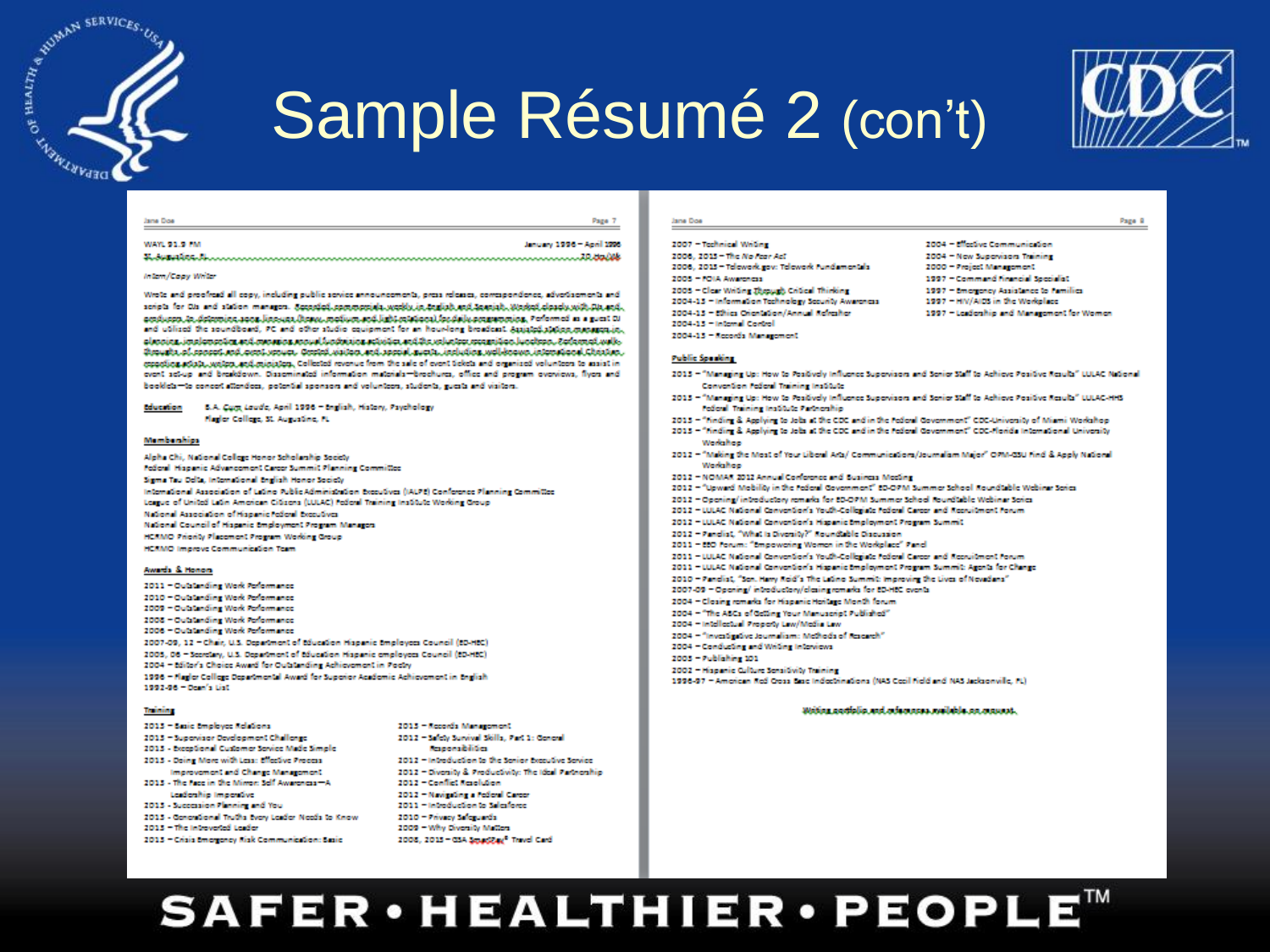# Sample Résumé 2 (con't)

WAYL 91.9 FM — January 1996 – April 1996
St. Augustine, FL — 20 hrs/wk

*Intern/Copy Writer*

Wrote and proofread all copy, including public service announcements, press releases, correspondence, advertisements and scripts for DJs and station managers. Recorded commercials weekly in English and Spanish. Worked closely with DJs and producers to determine song lineups (news, weather, and light relations) for daily programming. Performed as a guest DJ and utilized the soundboard, PC and other studio equipment for an hour-long broadcast. Assisted station managers in planning, implementing and managing annual fundraising activities and the volunteer recognition luncheon. Performed walk-throughs of concert and event venues. Greeted visitors and special guests, including well-known international Christian recording artists, writers and ministers. Collected revenue from the sale of event tickets and organized volunteers to assist in event set-up and breakdown. Disseminated information materials—brochures, office and program overviews, flyers and booklets—to concert attendees, potential sponsors and volunteers, students, guests and visitors.

**Education**

B.A. Cum Laude, April 1996 – English, History, Psychology
Flagler College, St. Augustine, FL

**Memberships**

Alpha Chi, National College Honor Scholarship Society
Federal Hispanic Advancement Career Summit Planning Committee
Sigma Tau Delta, International English Honor Society
International Association of Latino Public Administration Executives (IALPE) Conference Planning Committee
League of United Latin American Citizens (LULAC) Federal Training Institute Working Group
National Association of Hispanic Federal Executives
National Council of Hispanic Employment Program Managers
HCRMO Priority Placement Program Working Group
HCRMO Improve Communication Team

**Awards & Honors**

2011 – Outstanding Work Performance
2010 – Outstanding Work Performance
2009 – Outstanding Work Performance
2008 – Outstanding Work Performance
2006 – Outstanding Work Performance
2007-09, 12 – Chair, U.S. Department of Education Hispanic Employees Council (ED-HEC)
2005, 06 – Secretary, U.S. Department of Education Hispanic employees Council (ED-HEC)
2004 – Editor's Choice Award for Outstanding Achievement in Poetry
1996 – Flagler College Departmental Award for Superior Academic Achievement in English
1992-96 – Dean's List

**Training**

2013 – Basic Employee Relations
2013 – Supervisor Development Challenge
2013 – Exceptional Customer Service Made Simple
2013 – Doing More with Less: Effective Process Improvement and Change Management
2013 – The Face in the Mirror: Self Awareness—A Leadership Imperative
2013 – Succession Planning and You
2013 – Generational Truths Every Leader Needs to Know
2013 – The Introverted Leader
2013 – Crisis Emergency Risk Communication: Basic
2013 – Records Management
2012 – Safety Survival Skills, Part 1: General Responsibilities
2012 – Introduction to the Senior Executive Service
2012 – Diversity & Productivity: The Ideal Partnership
2012 – Conflict Resolution
2012 – Navigating a Federal Career
2011 – Introduction to Salesforce
2010 – Privacy Safeguards
2009 – Why Diversity Matters
2008, 2013 – GSA SmartPay® Travel Card
2007 – Technical Writing
2006, 2013 – The No Fear Act
2006, 2013 – Telework.gov: Telework Fundamentals
2005 – FOIA Awareness
2005 – Clear Writing Through Critical Thinking
2004-13 – Information Technology Security Awareness
2004-13 – Ethics Orientation/Annual Refresher
2004-13 – Internal Control
2004-13 – Records Management
2004 – Effective Communication
2004 – New Supervisors Training
2000 – Project Management
1997 – Command Financial Specialist
1997 – Emergency Assistance to Families
1997 – HIV/AIDS in the Workplace
1997 – Leadership and Management for Women

**Public Speaking**

2013 – "Managing Up: How to Positively Influence Supervisors and Senior Staff to Achieve Positive Results" LULAC National Convention Federal Training Institute
2013 – "Managing Up: How to Positively Influence Supervisors and Senior Staff to Achieve Positive Results" LULAC-HHS Federal Training Institute Partnership
2013 – "Finding & Applying to Jobs at the CDC and in the Federal Government" CDC-University of Miami Workshop
2013 – "Finding & Applying to Jobs at the CDC and in the Federal Government" CDC-Florida International University Workshop
2012 – "Making the Most of Your Liberal Arts/ Communications/Journalism Major" OPM-CSU Find & Apply National Workshop
2012 – NCMAP 2012 Annual Conference and Business Meeting
2012 – "Upward Mobility in the Federal Government" ED-OPM Summer School Roundtable Webinar Series
2012 – Opening/ introductory remarks for ED-OPM Summer School Roundtable Webinar Series
2012 – LULAC National Convention's Youth-Collegiate Federal Career and Recruitment Forum
2012 – LULAC National Convention's Hispanic Employment Program Summit
2012 – Panelist, "What is Diversity?" Roundtable Discussion
2011 – EEO Forum: "Empowering Women in the Workplace" Panel
2011 – LULAC National Convention's Youth-Collegiate Federal Career and Recruitment Forum
2011 – LULAC National Convention's Hispanic Employment Program Summit: Agents for Change
2010 – Panelist, "Sen. Harry Reid's The Latino Summit: Improving the Lives of Nevadans"
2007-09 – Opening/ introductory/closing remarks for ED-HEC events
2004 – Closing remarks for Hispanic Heritage Month forum
2004 – "The ABCs of Getting Your Manuscript Published"
2004 – Intellectual Property Law/Media Law
2004 – "Investigative Journalism: Methods of Research"
2004 – Conducting and Writing Interviews
2003 – Publishing 101
2002 – Hispanic Culture Sensitivity Training
1996-97 – American Red Cross Basic Indoctrinations (NAS Cecil Field and NAS Jacksonville, FL)

Writing portfolio and references available on request.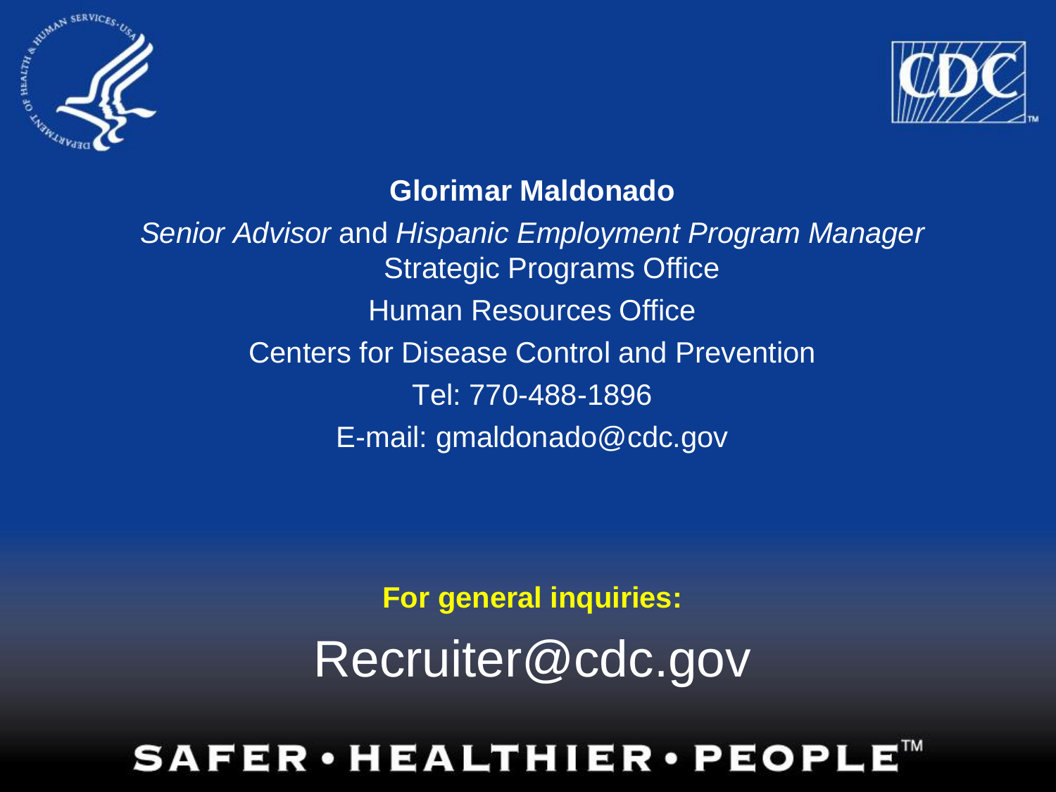**Glorimar Maldonado**

*Senior Advisor* and *Hispanic Employment Program Manager*

Strategic Programs Office

Human Resources Office

Centers for Disease Control and Prevention

Tel: 770-488-1896

E-mail: gmaldonado@cdc.gov

**For general inquiries:**

Recruiter@cdc.gov

SAFER • HEALTHIER • PEOPLE™